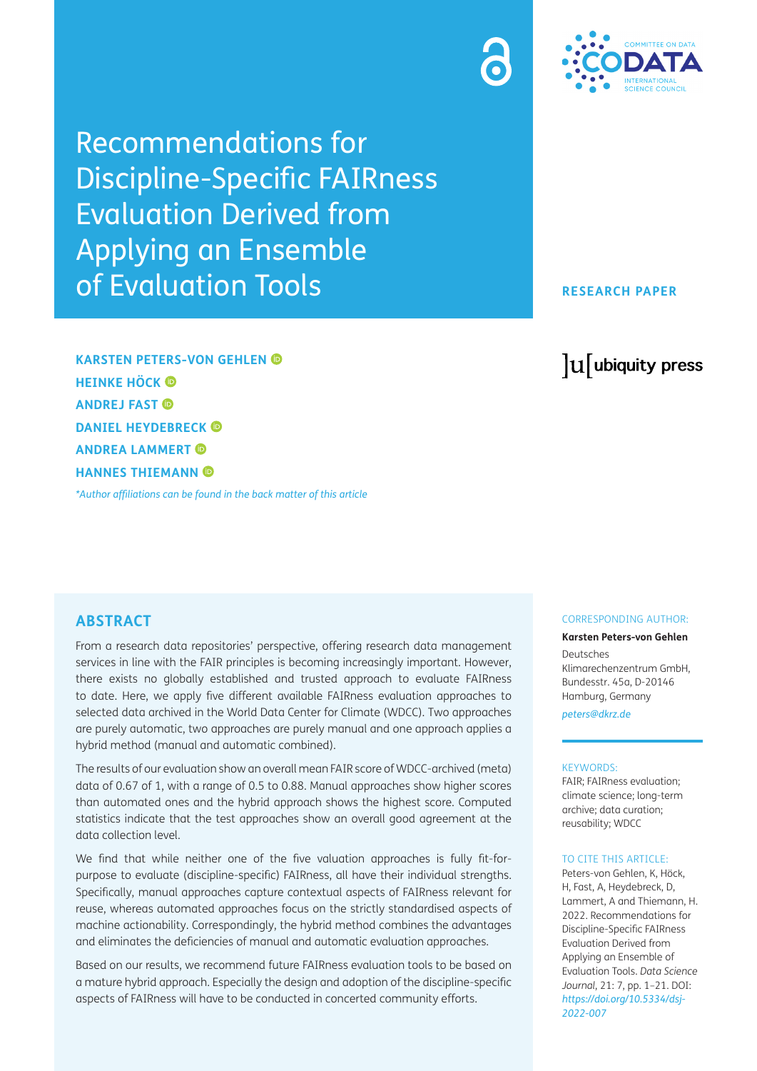# Recommendations for Discipline-Specific FAIRness Evaluation Derived from Applying an Ensemble of Evaluation Tools

**RESEARCH PAPER**

**KARSTEN PETERS-VON GEHLEN**
**HEINKE HÖCK**
**ANDREJ FAST**
**DANIEL HEYDEBRECK**
**ANDREA LAMMERT**
**HANNES THIEMANN**

*\*Author affiliations can be found in the back matter of this article*

## ABSTRACT

From a research data repositories' perspective, offering research data management services in line with the FAIR principles is becoming increasingly important. However, there exists no globally established and trusted approach to evaluate FAIRness to date. Here, we apply five different available FAIRness evaluation approaches to selected data archived in the World Data Center for Climate (WDCC). Two approaches are purely automatic, two approaches are purely manual and one approach applies a hybrid method (manual and automatic combined).

The results of our evaluation show an overall mean FAIR score of WDCC-archived (meta) data of 0.67 of 1, with a range of 0.5 to 0.88. Manual approaches show higher scores than automated ones and the hybrid approach shows the highest score. Computed statistics indicate that the test approaches show an overall good agreement at the data collection level.

We find that while neither one of the five valuation approaches is fully fit-for-purpose to evaluate (discipline-specific) FAIRness, all have their individual strengths. Specifically, manual approaches capture contextual aspects of FAIRness relevant for reuse, whereas automated approaches focus on the strictly standardised aspects of machine actionability. Correspondingly, the hybrid method combines the advantages and eliminates the deficiencies of manual and automatic evaluation approaches.

Based on our results, we recommend future FAIRness evaluation tools to be based on a mature hybrid approach. Especially the design and adoption of the discipline-specific aspects of FAIRness will have to be conducted in concerted community efforts.

CORRESPONDING AUTHOR:

**Karsten Peters-von Gehlen**

Deutsches Klimarechenzentrum GmbH, Bundesstr. 45a, D-20146 Hamburg, Germany

*peters@dkrz.de*

KEYWORDS:

FAIR; FAIRness evaluation; climate science; long-term archive; data curation; reusability; WDCC

TO CITE THIS ARTICLE:

Peters-von Gehlen, K, Höck, H, Fast, A, Heydebreck, D, Lammert, A and Thiemann, H. 2022. Recommendations for Discipline-Specific FAIRness Evaluation Derived from Applying an Ensemble of Evaluation Tools. *Data Science Journal*, 21: 7, pp. 1–21. DOI: *https://doi.org/10.5334/dsj-2022-007*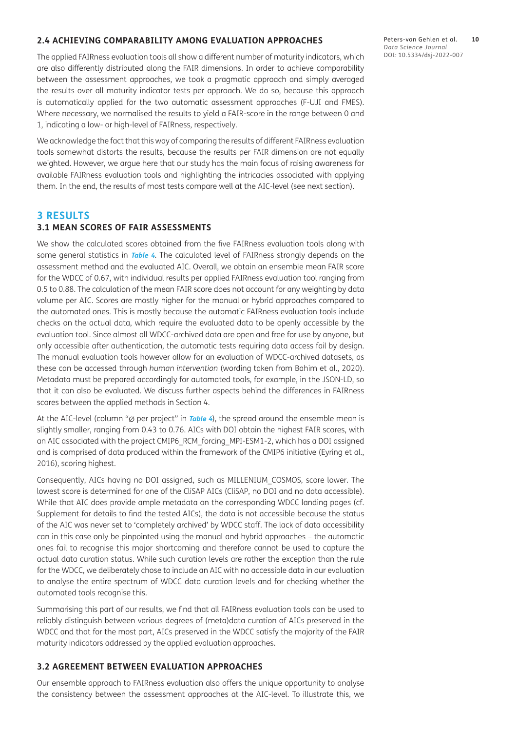### 2.4 ACHIEVING COMPARABILITY AMONG EVALUATION APPROACHES

The applied FAIRness evaluation tools all show a different number of maturity indicators, which are also differently distributed along the FAIR dimensions. In order to achieve comparability between the assessment approaches, we took a pragmatic approach and simply averaged the results over all maturity indicator tests per approach. We do so, because this approach is automatically applied for the two automatic assessment approaches (F-UJI and FMES). Where necessary, we normalised the results to yield a FAIR-score in the range between 0 and 1, indicating a low- or high-level of FAIRness, respectively.

We acknowledge the fact that this way of comparing the results of different FAIRness evaluation tools somewhat distorts the results, because the results per FAIR dimension are not equally weighted. However, we argue here that our study has the main focus of raising awareness for available FAIRness evaluation tools and highlighting the intricacies associated with applying them. In the end, the results of most tests compare well at the AIC-level (see next section).

## 3 RESULTS

### 3.1 MEAN SCORES OF FAIR ASSESSMENTS

We show the calculated scores obtained from the five FAIRness evaluation tools along with some general statistics in **Table 4**. The calculated level of FAIRness strongly depends on the assessment method and the evaluated AIC. Overall, we obtain an ensemble mean FAIR score for the WDCC of 0.67, with individual results per applied FAIRness evaluation tool ranging from 0.5 to 0.88. The calculation of the mean FAIR score does not account for any weighting by data volume per AIC. Scores are mostly higher for the manual or hybrid approaches compared to the automated ones. This is mostly because the automatic FAIRness evaluation tools include checks on the actual data, which require the evaluated data to be openly accessible by the evaluation tool. Since almost all WDCC-archived data are open and free for use by anyone, but only accessible after authentication, the automatic tests requiring data access fail by design. The manual evaluation tools however allow for an evaluation of WDCC-archived datasets, as these can be accessed through *human intervention* (wording taken from Bahim et al., 2020). Metadata must be prepared accordingly for automated tools, for example, in the JSON-LD, so that it can also be evaluated. We discuss further aspects behind the differences in FAIRness scores between the applied methods in Section 4.

At the AIC-level (column "Ø per project" in **Table 4**), the spread around the ensemble mean is slightly smaller, ranging from 0.43 to 0.76. AICs with DOI obtain the highest FAIR scores, with an AIC associated with the project CMIP6_RCM_forcing_MPI-ESM1-2, which has a DOI assigned and is comprised of data produced within the framework of the CMIP6 initiative (Eyring et al., 2016), scoring highest.

Consequently, AICs having no DOI assigned, such as MILLENIUM_COSMOS, score lower. The lowest score is determined for one of the CliSAP AICs (CliSAP, no DOI and no data accessible). While that AIC does provide ample metadata on the corresponding WDCC landing pages (cf. Supplement for details to find the tested AICs), the data is not accessible because the status of the AIC was never set to 'completely archived' by WDCC staff. The lack of data accessibility can in this case only be pinpointed using the manual and hybrid approaches – the automatic ones fail to recognise this major shortcoming and therefore cannot be used to capture the actual data curation status. While such curation levels are rather the exception than the rule for the WDCC, we deliberately chose to include an AIC with no accessible data in our evaluation to analyse the entire spectrum of WDCC data curation levels and for checking whether the automated tools recognise this.

Summarising this part of our results, we find that all FAIRness evaluation tools can be used to reliably distinguish between various degrees of (meta)data curation of AICs preserved in the WDCC and that for the most part, AICs preserved in the WDCC satisfy the majority of the FAIR maturity indicators addressed by the applied evaluation approaches.

### 3.2 AGREEMENT BETWEEN EVALUATION APPROACHES

Our ensemble approach to FAIRness evaluation also offers the unique opportunity to analyse the consistency between the assessment approaches at the AIC-level. To illustrate this, we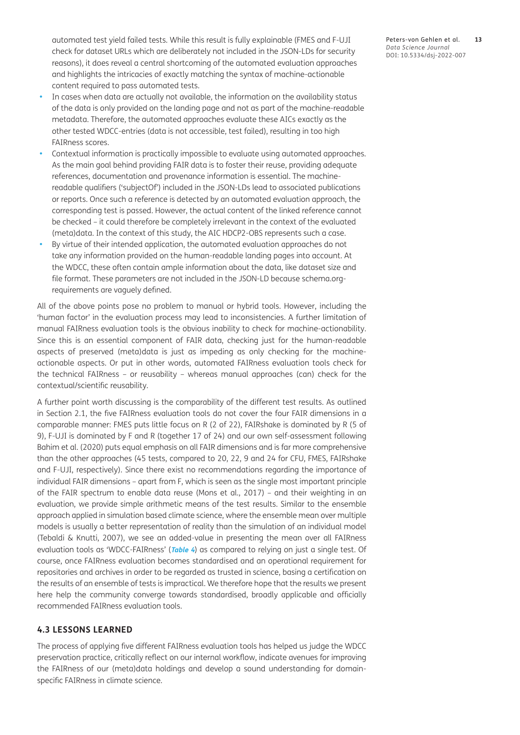automated test yield failed tests. While this result is fully explainable (FMES and F-UJI check for dataset URLs which are deliberately not included in the JSON-LDs for security reasons), it does reveal a central shortcoming of the automated evaluation approaches and highlights the intricacies of exactly matching the syntax of machine-actionable content required to pass automated tests.

- In cases when data are actually not available, the information on the availability status of the data is only provided on the landing page and not as part of the machine-readable metadata. Therefore, the automated approaches evaluate these AICs exactly as the other tested WDCC-entries (data is not accessible, test failed), resulting in too high FAIRness scores.
- Contextual information is practically impossible to evaluate using automated approaches. As the main goal behind providing FAIR data is to foster their reuse, providing adequate references, documentation and provenance information is essential. The machine-readable qualifiers ('subjectOf') included in the JSON-LDs lead to associated publications or reports. Once such a reference is detected by an automated evaluation approach, the corresponding test is passed. However, the actual content of the linked reference cannot be checked – it could therefore be completely irrelevant in the context of the evaluated (meta)data. In the context of this study, the AIC HDCP2-OBS represents such a case.
- By virtue of their intended application, the automated evaluation approaches do not take any information provided on the human-readable landing pages into account. At the WDCC, these often contain ample information about the data, like dataset size and file format. These parameters are not included in the JSON-LD because schema.org-requirements are vaguely defined.

All of the above points pose no problem to manual or hybrid tools. However, including the 'human factor' in the evaluation process may lead to inconsistencies. A further limitation of manual FAIRness evaluation tools is the obvious inability to check for machine-actionability. Since this is an essential component of FAIR data, checking just for the human-readable aspects of preserved (meta)data is just as impeding as only checking for the machine-actionable aspects. Or put in other words, automated FAIRness evaluation tools check for the technical FAIRness – or reusability – whereas manual approaches (can) check for the contextual/scientific reusability.

A further point worth discussing is the comparability of the different test results. As outlined in Section 2.1, the five FAIRness evaluation tools do not cover the four FAIR dimensions in a comparable manner: FMES puts little focus on R (2 of 22), FAIRshake is dominated by R (5 of 9), F-UJI is dominated by F and R (together 17 of 24) and our own self-assessment following Bahim et al. (2020) puts equal emphasis on all FAIR dimensions and is far more comprehensive than the other approaches (45 tests, compared to 20, 22, 9 and 24 for CFU, FMES, FAIRshake and F-UJI, respectively). Since there exist no recommendations regarding the importance of individual FAIR dimensions – apart from F, which is seen as the single most important principle of the FAIR spectrum to enable data reuse (Mons et al., 2017) – and their weighting in an evaluation, we provide simple arithmetic means of the test results. Similar to the ensemble approach applied in simulation based climate science, where the ensemble mean over multiple models is usually a better representation of reality than the simulation of an individual model (Tebaldi & Knutti, 2007), we see an added-value in presenting the mean over all FAIRness evaluation tools as 'WDCC-FAIRness' (***Table 4***) as compared to relying on just a single test. Of course, once FAIRness evaluation becomes standardised and an operational requirement for repositories and archives in order to be regarded as trusted in science, basing a certification on the results of an ensemble of tests is impractical. We therefore hope that the results we present here help the community converge towards standardised, broadly applicable and officially recommended FAIRness evaluation tools.

### 4.3 LESSONS LEARNED

The process of applying five different FAIRness evaluation tools has helped us judge the WDCC preservation practice, critically reflect on our internal workflow, indicate avenues for improving the FAIRness of our (meta)data holdings and develop a sound understanding for domain-specific FAIRness in climate science.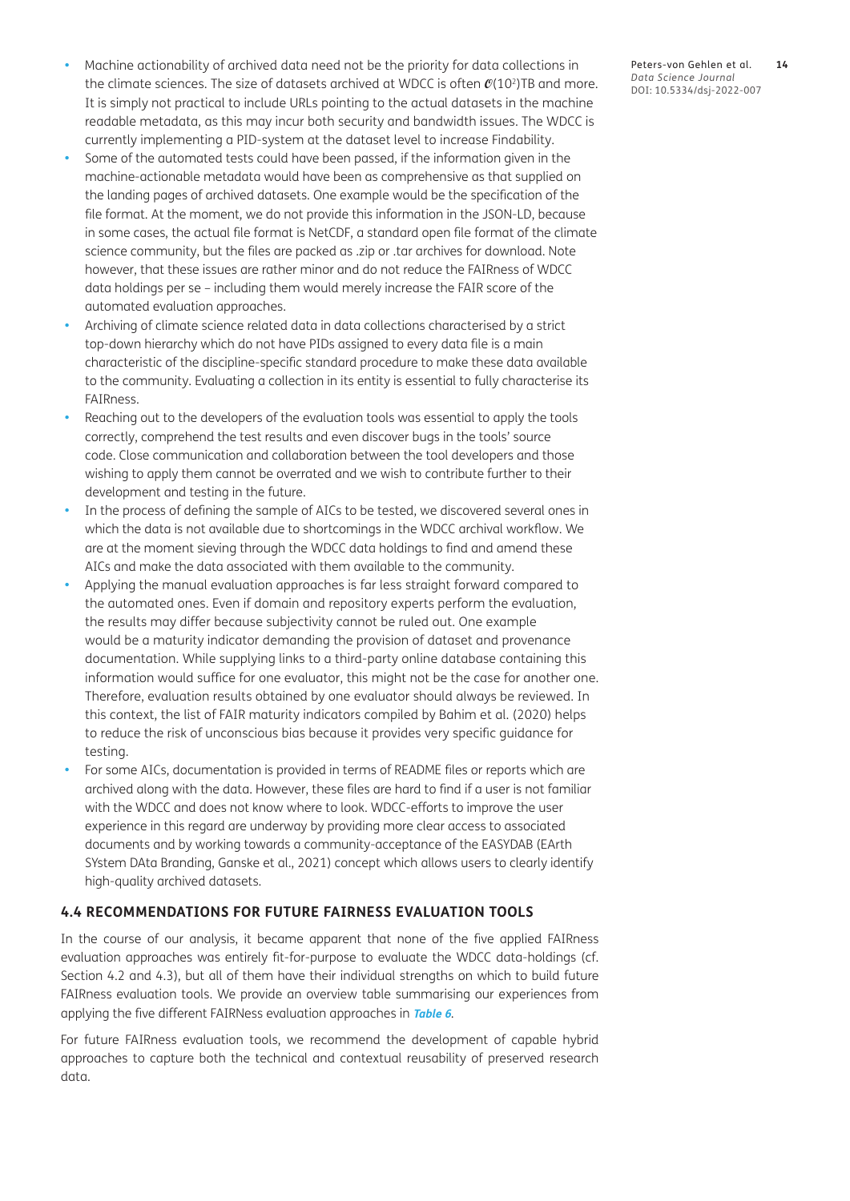- Machine actionability of archived data need not be the priority for data collections in the climate sciences. The size of datasets archived at WDCC is often $\mathcal{O}(10^2)$TB and more. It is simply not practical to include URLs pointing to the actual datasets in the machine readable metadata, as this may incur both security and bandwidth issues. The WDCC is currently implementing a PID-system at the dataset level to increase Findability.
- Some of the automated tests could have been passed, if the information given in the machine-actionable metadata would have been as comprehensive as that supplied on the landing pages of archived datasets. One example would be the specification of the file format. At the moment, we do not provide this information in the JSON-LD, because in some cases, the actual file format is NetCDF, a standard open file format of the climate science community, but the files are packed as .zip or .tar archives for download. Note however, that these issues are rather minor and do not reduce the FAIRness of WDCC data holdings per se – including them would merely increase the FAIR score of the automated evaluation approaches.
- Archiving of climate science related data in data collections characterised by a strict top-down hierarchy which do not have PIDs assigned to every data file is a main characteristic of the discipline-specific standard procedure to make these data available to the community. Evaluating a collection in its entity is essential to fully characterise its FAIRness.
- Reaching out to the developers of the evaluation tools was essential to apply the tools correctly, comprehend the test results and even discover bugs in the tools' source code. Close communication and collaboration between the tool developers and those wishing to apply them cannot be overrated and we wish to contribute further to their development and testing in the future.
- In the process of defining the sample of AICs to be tested, we discovered several ones in which the data is not available due to shortcomings in the WDCC archival workflow. We are at the moment sieving through the WDCC data holdings to find and amend these AICs and make the data associated with them available to the community.
- Applying the manual evaluation approaches is far less straight forward compared to the automated ones. Even if domain and repository experts perform the evaluation, the results may differ because subjectivity cannot be ruled out. One example would be a maturity indicator demanding the provision of dataset and provenance documentation. While supplying links to a third-party online database containing this information would suffice for one evaluator, this might not be the case for another one. Therefore, evaluation results obtained by one evaluator should always be reviewed. In this context, the list of FAIR maturity indicators compiled by Bahim et al. (2020) helps to reduce the risk of unconscious bias because it provides very specific guidance for testing.
- For some AICs, documentation is provided in terms of README files or reports which are archived along with the data. However, these files are hard to find if a user is not familiar with the WDCC and does not know where to look. WDCC-efforts to improve the user experience in this regard are underway by providing more clear access to associated documents and by working towards a community-acceptance of the EASYDAB (EArth SYstem DAta Branding, Ganske et al., 2021) concept which allows users to clearly identify high-quality archived datasets.

### 4.4 RECOMMENDATIONS FOR FUTURE FAIRNESS EVALUATION TOOLS

In the course of our analysis, it became apparent that none of the five applied FAIRness evaluation approaches was entirely fit-for-purpose to evaluate the WDCC data-holdings (cf. Section 4.2 and 4.3), but all of them have their individual strengths on which to build future FAIRness evaluation tools. We provide an overview table summarising our experiences from applying the five different FAIRNess evaluation approaches in **Table 6**.

For future FAIRness evaluation tools, we recommend the development of capable hybrid approaches to capture both the technical and contextual reusability of preserved research data.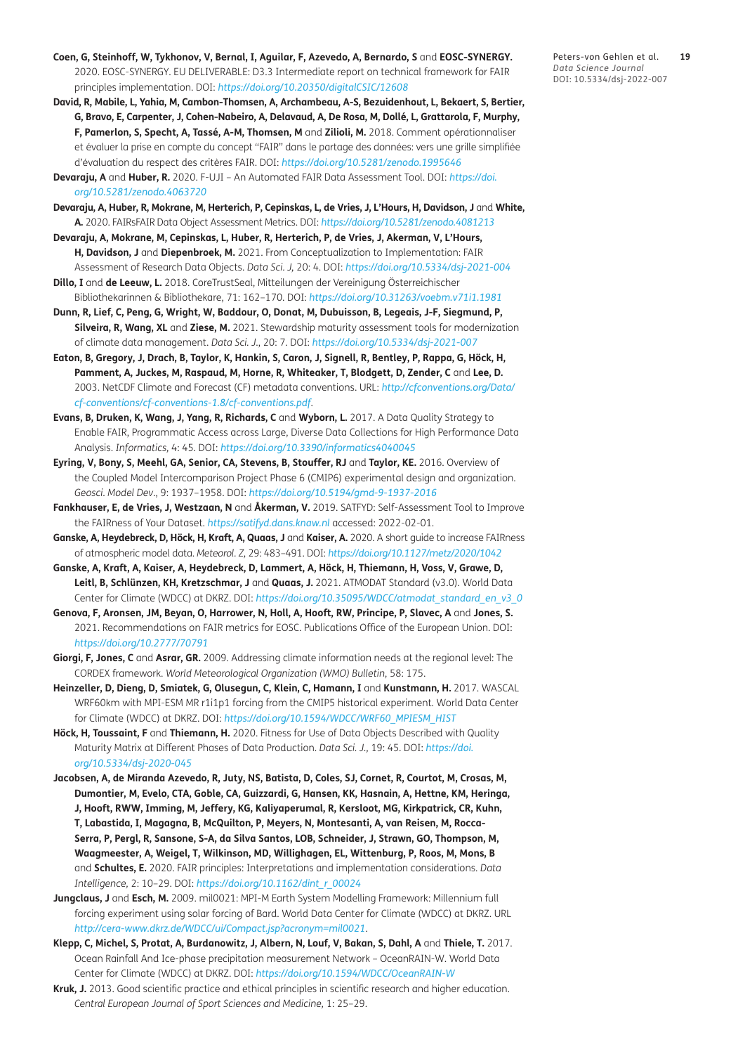**Coen, G, Steinhoff, W, Tykhonov, V, Bernal, I, Aguilar, F, Azevedo, A, Bernardo, S** and **EOSC-SYNERGY.** 2020. EOSC-SYNERGY. EU DELIVERABLE: D3.3 Intermediate report on technical framework for FAIR principles implementation. DOI: *https://doi.org/10.20350/digitalCSIC/12608*

**David, R, Mabile, L, Yahia, M, Cambon-Thomsen, A, Archambeau, A-S, Bezuidenhout, L, Bekaert, S, Bertier, G, Bravo, E, Carpenter, J, Cohen-Nabeiro, A, Delavaud, A, De Rosa, M, Dollé, L, Grattarola, F, Murphy, F, Pamerlon, S, Specht, A, Tassé, A-M, Thomsen, M** and **Zilioli, M.** 2018. Comment opérationnaliser et évaluer la prise en compte du concept "FAIR" dans le partage des données: vers une grille simplifiée d'évaluation du respect des critères FAIR. DOI: *https://doi.org/10.5281/zenodo.1995646*

**Devaraju, A** and **Huber, R.** 2020. F-UJI – An Automated FAIR Data Assessment Tool. DOI: *https://doi.org/10.5281/zenodo.4063720*

**Devaraju, A, Huber, R, Mokrane, M, Herterich, P, Cepinskas, L, de Vries, J, L'Hours, H, Davidson, J** and **White, A.** 2020. FAIRsFAIR Data Object Assessment Metrics. DOI: *https://doi.org/10.5281/zenodo.4081213*

**Devaraju, A, Mokrane, M, Cepinskas, L, Huber, R, Herterich, P, de Vries, J, Akerman, V, L'Hours, H, Davidson, J** and **Diepenbroek, M.** 2021. From Conceptualization to Implementation: FAIR Assessment of Research Data Objects. *Data Sci. J,* 20: 4. DOI: *https://doi.org/10.5334/dsj-2021-004*

**Dillo, I** and **de Leeuw, L.** 2018. CoreTrustSeal, Mitteilungen der Vereinigung Österreichischer Bibliothekarinnen & Bibliothekare, 71: 162–170. DOI: *https://doi.org/10.31263/voebm.v71i1.1981*

**Dunn, R, Lief, C, Peng, G, Wright, W, Baddour, O, Donat, M, Dubuisson, B, Legeais, J-F, Siegmund, P, Silveira, R, Wang, XL** and **Ziese, M.** 2021. Stewardship maturity assessment tools for modernization of climate data management. *Data Sci. J.,* 20: 7. DOI: *https://doi.org/10.5334/dsj-2021-007*

**Eaton, B, Gregory, J, Drach, B, Taylor, K, Hankin, S, Caron, J, Signell, R, Bentley, P, Rappa, G, Höck, H, Pamment, A, Juckes, M, Raspaud, M, Horne, R, Whiteaker, T, Blodgett, D, Zender, C** and **Lee, D.** 2003. NetCDF Climate and Forecast (CF) metadata conventions. URL: *http://cfconventions.org/Data/cf-conventions/cf-conventions-1.8/cf-conventions.pdf*.

**Evans, B, Druken, K, Wang, J, Yang, R, Richards, C** and **Wyborn, L.** 2017. A Data Quality Strategy to Enable FAIR, Programmatic Access across Large, Diverse Data Collections for High Performance Data Analysis. *Informatics,* 4: 45. DOI: *https://doi.org/10.3390/informatics4040045*

**Eyring, V, Bony, S, Meehl, GA, Senior, CA, Stevens, B, Stouffer, RJ** and **Taylor, KE.** 2016. Overview of the Coupled Model Intercomparison Project Phase 6 (CMIP6) experimental design and organization. *Geosci. Model Dev.,* 9: 1937–1958. DOI: *https://doi.org/10.5194/gmd-9-1937-2016*

**Fankhauser, E, de Vries, J, Westzaan, N** and **Åkerman, V.** 2019. SATFYD: Self-Assessment Tool to Improve the FAIRness of Your Dataset. *https://satifyd.dans.knaw.nl* accessed: 2022-02-01.

**Ganske, A, Heydebreck, D, Höck, H, Kraft, A, Quaas, J** and **Kaiser, A.** 2020. A short guide to increase FAIRness of atmospheric model data. *Meteorol. Z,* 29: 483–491. DOI: *https://doi.org/10.1127/metz/2020/1042*

**Ganske, A, Kraft, A, Kaiser, A, Heydebreck, D, Lammert, A, Höck, H, Thiemann, H, Voss, V, Grawe, D, Leitl, B, Schlünzen, KH, Kretzschmar, J** and **Quaas, J.** 2021. ATMODAT Standard (v3.0). World Data Center for Climate (WDCC) at DKRZ. DOI: *https://doi.org/10.35095/WDCC/atmodat_standard_en_v3_0*

**Genova, F, Aronsen, JM, Beyan, O, Harrower, N, Holl, A, Hooft, RW, Principe, P, Slavec, A** and **Jones, S.** 2021. Recommendations on FAIR metrics for EOSC. Publications Office of the European Union. DOI: *https://doi.org/10.2777/70791*

**Giorgi, F, Jones, C** and **Asrar, GR.** 2009. Addressing climate information needs at the regional level: The CORDEX framework. *World Meteorological Organization (WMO) Bulletin,* 58: 175.

**Heinzeller, D, Dieng, D, Smiatek, G, Olusegun, C, Klein, C, Hamann, I** and **Kunstmann, H.** 2017. WASCAL WRF60km with MPI-ESM MR r1i1p1 forcing from the CMIP5 historical experiment. World Data Center for Climate (WDCC) at DKRZ. DOI: *https://doi.org/10.1594/WDCC/WRF60_MPIESM_HIST*

**Höck, H, Toussaint, F** and **Thiemann, H.** 2020. Fitness for Use of Data Objects Described with Quality Maturity Matrix at Different Phases of Data Production. *Data Sci. J.,* 19: 45. DOI: *https://doi.org/10.5334/dsj-2020-045*

**Jacobsen, A, de Miranda Azevedo, R, Juty, NS, Batista, D, Coles, SJ, Cornet, R, Courtot, M, Crosas, M, Dumontier, M, Evelo, CTA, Goble, CA, Guizzardi, G, Hansen, KK, Hasnain, A, Hettne, KM, Heringa, J, Hooft, RWW, Imming, M, Jeffery, KG, Kaliyaperumal, R, Kersloot, MG, Kirkpatrick, CR, Kuhn, T, Labastida, I, Magagna, B, McQuilton, P, Meyers, N, Montesanti, A, van Reisen, M, Rocca-Serra, P, Pergl, R, Sansone, S-A, da Silva Santos, LOB, Schneider, J, Strawn, GO, Thompson, M, Waagmeester, A, Weigel, T, Wilkinson, MD, Willighagen, EL, Wittenburg, P, Roos, M, Mons, B** and **Schultes, E.** 2020. FAIR principles: Interpretations and implementation considerations. *Data Intelligence,* 2: 10–29. DOI: *https://doi.org/10.1162/dint_r_00024*

**Jungclaus, J** and **Esch, M.** 2009. mil0021: MPI-M Earth System Modelling Framework: Millennium full forcing experiment using solar forcing of Bard. World Data Center for Climate (WDCC) at DKRZ. URL *http://cera-www.dkrz.de/WDCC/ui/Compact.jsp?acronym=mil0021*.

**Klepp, C, Michel, S, Protat, A, Burdanowitz, J, Albern, N, Louf, V, Bakan, S, Dahl, A** and **Thiele, T.** 2017. Ocean Rainfall And Ice-phase precipitation measurement Network – OceanRAIN-W. World Data Center for Climate (WDCC) at DKRZ. DOI: *https://doi.org/10.1594/WDCC/OceanRAIN-W*

**Kruk, J.** 2013. Good scientific practice and ethical principles in scientific research and higher education. *Central European Journal of Sport Sciences and Medicine,* 1: 25–29.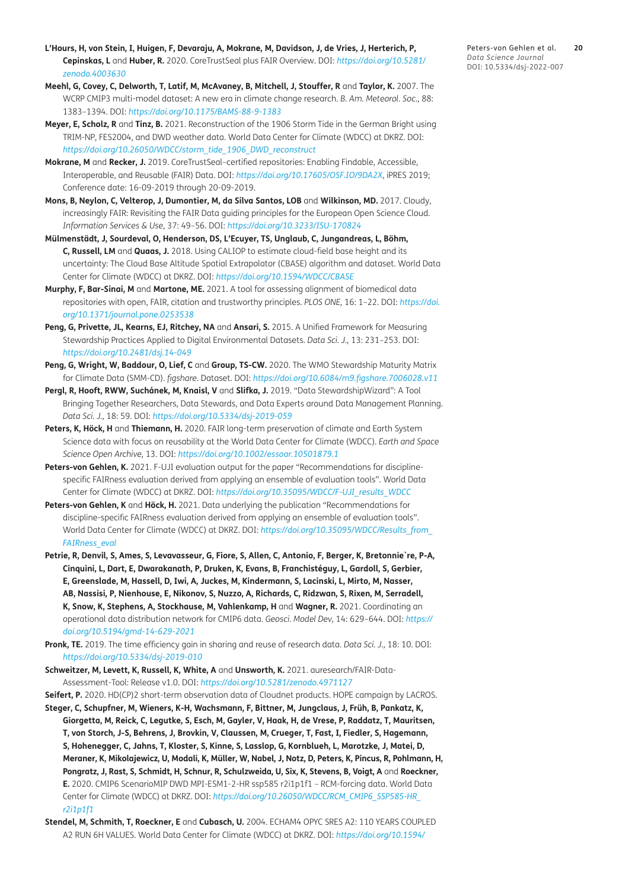**L'Hours, H, von Stein, I, Huigen, F, Devaraju, A, Mokrane, M, Davidson, J, de Vries, J, Herterich, P, Cepinskas, L** and **Huber, R.** 2020. CoreTrustSeal plus FAIR Overview. DOI: *https://doi.org/10.5281/zenodo.4003630*

**Meehl, G, Covey, C, Delworth, T, Latif, M, McAvaney, B, Mitchell, J, Stouffer, R** and **Taylor, K.** 2007. The WCRP CMIP3 multi-model dataset: A new era in climate change research. *B. Am. Meteorol. Soc.,* 88: 1383–1394. DOI: *https://doi.org/10.1175/BAMS-88-9-1383*

**Meyer, E, Scholz, R** and **Tinz, B.** 2021. Reconstruction of the 1906 Storm Tide in the German Bright using TRIM-NP, FES2004, and DWD weather data. World Data Center for Climate (WDCC) at DKRZ. DOI: *https://doi.org/10.26050/WDCC/storm_tide_1906_DWD_reconstruct*

**Mokrane, M** and **Recker, J.** 2019. CoreTrustSeal–certified repositories: Enabling Findable, Accessible, Interoperable, and Reusable (FAIR) Data. DOI: *https://doi.org/10.17605/OSF.IO/9DA2X*, iPRES 2019; Conference date: 16-09-2019 through 20-09-2019.

**Mons, B, Neylon, C, Velterop, J, Dumontier, M, da Silva Santos, LOB** and **Wilkinson, MD.** 2017. Cloudy, increasingly FAIR: Revisiting the FAIR Data guiding principles for the European Open Science Cloud. *Information Services & Use*, 37: 49–56. DOI: *https://doi.org/10.3233/ISU-170824*

**Mülmenstädt, J, Sourdeval, O, Henderson, DS, L'Ecuyer, TS, Unglaub, C, Jungandreas, L, Böhm, C, Russell, LM** and **Quaas, J.** 2018. Using CALIOP to estimate cloud-field base height and its uncertainty: The Cloud Base Altitude Spatial Extrapolator (CBASE) algorithm and dataset. World Data Center for Climate (WDCC) at DKRZ. DOI: *https://doi.org/10.1594/WDCC/CBASE*

**Murphy, F, Bar-Sinai, M** and **Martone, ME.** 2021. A tool for assessing alignment of biomedical data repositories with open, FAIR, citation and trustworthy principles. *PLOS ONE*, 16: 1–22. DOI: *https://doi.org/10.1371/journal.pone.0253538*

**Peng, G, Privette, JL, Kearns, EJ, Ritchey, NA** and **Ansari, S.** 2015. A Unified Framework for Measuring Stewardship Practices Applied to Digital Environmental Datasets. *Data Sci. J.,* 13: 231–253. DOI: *https://doi.org/10.2481/dsj.14-049*

**Peng, G, Wright, W, Baddour, O, Lief, C** and **Group, TS-CW.** 2020. The WMO Stewardship Maturity Matrix for Climate Data (SMM-CD). *figshare*. Dataset. DOI: *https://doi.org/10.6084/m9.figshare.7006028.v11*

**Pergl, R, Hooft, RWW, Suchánek, M, Knaisl, V** and **Slifka, J.** 2019. "Data StewardshipWizard": A Tool Bringing Together Researchers, Data Stewards, and Data Experts around Data Management Planning. *Data Sci. J.,* 18: 59. DOI: *https://doi.org/10.5334/dsj-2019-059*

**Peters, K, Höck, H** and **Thiemann, H.** 2020. FAIR long-term preservation of climate and Earth System Science data with focus on reusability at the World Data Center for Climate (WDCC). *Earth and Space Science Open Archive*, 13. DOI: *https://doi.org/10.1002/essoar.10501879.1*

**Peters-von Gehlen, K.** 2021. F-UJI evaluation output for the paper "Recommendations for discipline-specific FAIRness evaluation derived from applying an ensemble of evaluation tools". World Data Center for Climate (WDCC) at DKRZ. DOI: *https://doi.org/10.35095/WDCC/F-UJI_results_WDCC*

**Peters-von Gehlen, K** and **Höck, H.** 2021. Data underlying the publication "Recommendations for discipline-specific FAIRness evaluation derived from applying an ensemble of evaluation tools". World Data Center for Climate (WDCC) at DKRZ. DOI: *https://doi.org/10.35095/WDCC/Results_from_FAIRness_eval*

**Petrie, R, Denvil, S, Ames, S, Levavasseur, G, Fiore, S, Allen, C, Antonio, F, Berger, K, Bretonnie`re, P-A, Cinquini, L, Dart, E, Dwarakanath, P, Druken, K, Evans, B, Franchistéguy, L, Gardoll, S, Gerbier, E, Greenslade, M, Hassell, D, Iwi, A, Juckes, M, Kindermann, S, Lacinski, L, Mirto, M, Nasser, AB, Nassisi, P, Nienhouse, E, Nikonov, S, Nuzzo, A, Richards, C, Ridzwan, S, Rixen, M, Serradell, K, Snow, K, Stephens, A, Stockhause, M, Vahlenkamp, H** and **Wagner, R.** 2021. Coordinating an operational data distribution network for CMIP6 data. *Geosci. Model Dev*, 14: 629–644. DOI: *https://doi.org/10.5194/gmd-14-629-2021*

**Pronk, TE.** 2019. The time efficiency gain in sharing and reuse of research data. *Data Sci. J.,* 18: 10. DOI: *https://doi.org/10.5334/dsj-2019-010*

**Schweitzer, M, Levett, K, Russell, K, White, A** and **Unsworth, K.** 2021. auresearch/FAIR-Data-Assessment-Tool: Release v1.0. DOI: *https://doi.org/10.5281/zenodo.4971127*

**Seifert, P.** 2020. HD(CP)2 short-term observation data of Cloudnet products. HOPE campaign by LACROS.

**Steger, C, Schupfner, M, Wieners, K-H, Wachsmann, F, Bittner, M, Jungclaus, J, Früh, B, Pankatz, K, Giorgetta, M, Reick, C, Legutke, S, Esch, M, Gayler, V, Haak, H, de Vrese, P, Raddatz, T, Mauritsen, T, von Storch, J-S, Behrens, J, Brovkin, V, Claussen, M, Crueger, T, Fast, I, Fiedler, S, Hagemann, S, Hohenegger, C, Jahns, T, Kloster, S, Kinne, S, Lasslop, G, Kornblueh, L, Marotzke, J, Matei, D, Meraner, K, Mikolajewicz, U, Modali, K, Müller, W, Nabel, J, Notz, D, Peters, K, Pincus, R, Pohlmann, H, Pongratz, J, Rast, S, Schmidt, H, Schnur, R, Schulzweida, U, Six, K, Stevens, B, Voigt, A** and **Roeckner, E.** 2020. CMIP6 ScenarioMIP DWD MPI-ESM1-2-HR ssp585 r2i1p1f1 – RCM-forcing data. World Data Center for Climate (WDCC) at DKRZ. DOI: *https://doi.org/10.26050/WDCC/RCM_CMIP6_SSP585-HR_r2i1p1f1*

**Stendel, M, Schmith, T, Roeckner, E** and **Cubasch, U.** 2004. ECHAM4 OPYC SRES A2: 110 YEARS COUPLED A2 RUN 6H VALUES. World Data Center for Climate (WDCC) at DKRZ. DOI: *https://doi.org/10.1594/*